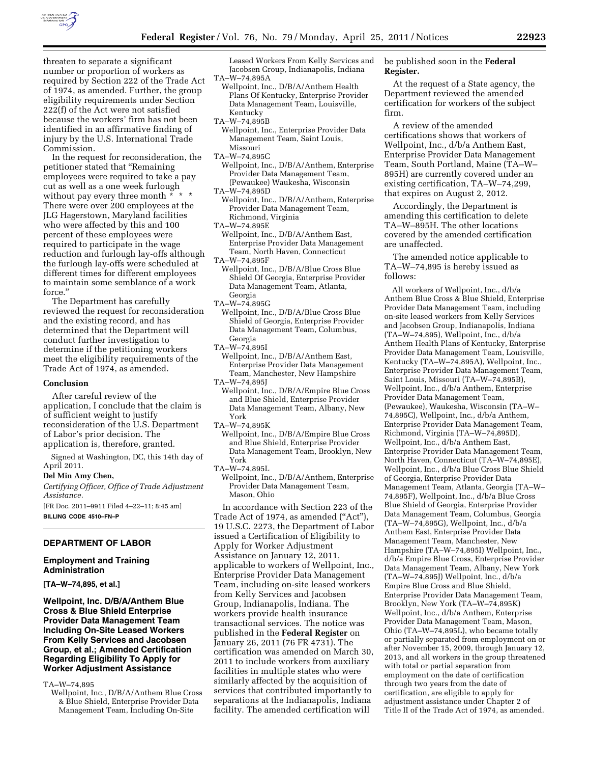threaten to separate a significant number or proportion of workers as required by Section 222 of the Trade Act of 1974, as amended. Further, the group eligibility requirements under Section 222(f) of the Act were not satisfied because the workers' firm has not been identified in an affirmative finding of injury by the U.S. International Trade Commission.

In the request for reconsideration, the petitioner stated that "Remaining employees were required to take a pay cut as well as a one week furlough without pay every three month * * * There were over 200 employees at the JLG Hagerstown, Maryland facilities who were affected by this and 100 percent of these employees were required to participate in the wage reduction and furlough lay-offs although the furlough lay-offs were scheduled at different times for different employees to maintain some semblance of a work force."

The Department has carefully reviewed the request for reconsideration and the existing record, and has determined that the Department will conduct further investigation to determine if the petitioning workers meet the eligibility requirements of the Trade Act of 1974, as amended.

## Conclusion

After careful review of the application, I conclude that the claim is of sufficient weight to justify reconsideration of the U.S. Department of Labor's prior decision. The application is, therefore, granted.

Signed at Washington, DC, this 14th day of April 2011.

**Del Min Amy Chen,**

*Certifying Officer, Office of Trade Adjustment Assistance.*

[FR Doc. 2011–9911 Filed 4–22–11; 8:45 am]

**BILLING CODE 4510–FN–P**

## DEPARTMENT OF LABOR

### Employment and Training Administration

**[TA–W–74,895, et al.]**

### Wellpoint, Inc. D/B/A/Anthem Blue Cross & Blue Shield Enterprise Provider Data Management Team Including On-Site Leased Workers From Kelly Services and Jacobsen Group, et al.; Amended Certification Regarding Eligibility To Apply for Worker Adjustment Assistance

TA–W–74,895
Wellpoint, Inc., D/B/A/Anthem Blue Cross & Blue Shield, Enterprise Provider Data Management Team, Including On-Site Leased Workers From Kelly Services and Jacobsen Group, Indianapolis, Indiana

TA–W–74,895A
Wellpoint, Inc., D/B/A/Anthem Health Plans Of Kentucky, Enterprise Provider Data Management Team, Louisville, Kentucky

TA–W–74,895B
Wellpoint, Inc., Enterprise Provider Data Management Team, Saint Louis, Missouri

TA–W–74,895C
Wellpoint, Inc., D/B/A/Anthem, Enterprise Provider Data Management Team, (Pewaukee) Waukesha, Wisconsin

TA–W–74,895D
Wellpoint, Inc., D/B/A/Anthem, Enterprise Provider Data Management Team, Richmond, Virginia

TA–W–74,895E
Wellpoint, Inc., D/B/A/Anthem East, Enterprise Provider Data Management Team, North Haven, Connecticut

TA–W–74,895F
Wellpoint, Inc., D/B/A/Blue Cross Blue Shield Of Georgia, Enterprise Provider Data Management Team, Atlanta, Georgia

TA–W–74,895G
Wellpoint, Inc., D/B/A/Blue Cross Blue Shield of Georgia, Enterprise Provider Data Management Team, Columbus, Georgia

TA–W–74,895I
Wellpoint, Inc., D/B/A/Anthem East, Enterprise Provider Data Management Team, Manchester, New Hampshire

TA–W–74,895J
Wellpoint, Inc., D/B/A/Empire Blue Cross and Blue Shield, Enterprise Provider Data Management Team, Albany, New York

TA–W–74,895K
Wellpoint, Inc., D/B/A/Empire Blue Cross and Blue Shield, Enterprise Provider Data Management Team, Brooklyn, New York

TA–W–74,895L
Wellpoint, Inc., D/B/A/Anthem, Enterprise Provider Data Management Team, Mason, Ohio

In accordance with Section 223 of the Trade Act of 1974, as amended ("Act"), 19 U.S.C. 2273, the Department of Labor issued a Certification of Eligibility to Apply for Worker Adjustment Assistance on January 12, 2011, applicable to workers of Wellpoint, Inc., Enterprise Provider Data Management Team, including on-site leased workers from Kelly Services and Jacobsen Group, Indianapolis, Indiana. The workers provide health insurance transactional services. The notice was published in the **Federal Register** on January 26, 2011 (76 FR 4731). The certification was amended on March 30, 2011 to include workers from auxiliary facilities in multiple states who were similarly affected by the acquisition of services that contributed importantly to separations at the Indianapolis, Indiana facility. The amended certification will be published soon in the **Federal Register.**

At the request of a State agency, the Department reviewed the amended certification for workers of the subject firm.

A review of the amended certifications shows that workers of Wellpoint, Inc., d/b/a Anthem East, Enterprise Provider Data Management Team, South Portland, Maine (TA–W–895H) are currently covered under an existing certification, TA–W–74,299, that expires on August 2, 2012.

Accordingly, the Department is amending this certification to delete TA–W–895H. The other locations covered by the amended certification are unaffected.

The amended notice applicable to TA–W–74,895 is hereby issued as follows:

> All workers of Wellpoint, Inc., d/b/a Anthem Blue Cross & Blue Shield, Enterprise Provider Data Management Team, including on-site leased workers from Kelly Services and Jacobsen Group, Indianapolis, Indiana (TA–W–74,895), Wellpoint, Inc., d/b/a Anthem Health Plans of Kentucky, Enterprise Provider Data Management Team, Louisville, Kentucky (TA–W–74,895A), Wellpoint, Inc., Enterprise Provider Data Management Team, Saint Louis, Missouri (TA–W–74,895B), Wellpoint, Inc., d/b/a Anthem, Enterprise Provider Data Management Team, (Pewaukee), Waukesha, Wisconsin (TA–W–74,895C), Wellpoint, Inc., d/b/a Anthem, Enterprise Provider Data Management Team, Richmond, Virginia (TA–W–74,895D), Wellpoint, Inc., d/b/a Anthem East, Enterprise Provider Data Management Team, North Haven, Connecticut (TA–W–74,895E), Wellpoint, Inc., d/b/a Blue Cross Blue Shield of Georgia, Enterprise Provider Data Management Team, Atlanta, Georgia (TA–W–74,895F), Wellpoint, Inc., d/b/a Blue Cross Blue Shield of Georgia, Enterprise Provider Data Management Team, Columbus, Georgia (TA–W–74,895G), Wellpoint, Inc., d/b/a Anthem East, Enterprise Provider Data Management Team, Manchester, New Hampshire (TA–W–74,895I) Wellpoint, Inc., d/b/a Empire Blue Cross, Enterprise Provider Data Management Team, Albany, New York (TA–W–74,895J) Wellpoint, Inc., d/b/a Empire Blue Cross and Blue Shield, Enterprise Provider Data Management Team, Brooklyn, New York (TA–W–74,895K) Wellpoint, Inc., d/b/a Anthem, Enterprise Provider Data Management Team, Mason, Ohio (TA–W–74,895L), who became totally or partially separated from employment on or after November 15, 2009, through January 12, 2013, and all workers in the group threatened with total or partial separation from employment on the date of certification through two years from the date of certification, are eligible to apply for adjustment assistance under Chapter 2 of Title II of the Trade Act of 1974, as amended.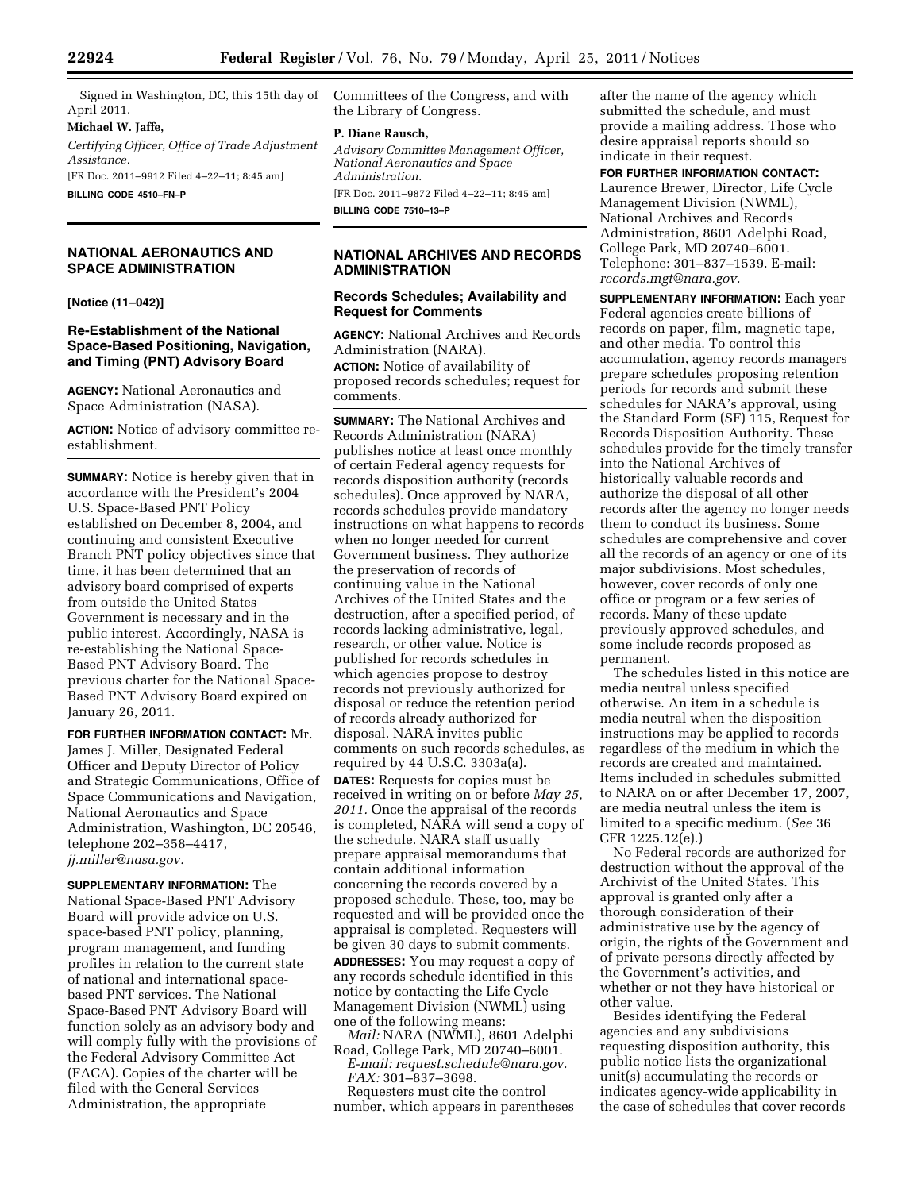Signed in Washington, DC, this 15th day of April 2011.

**Michael W. Jaffe,**

*Certifying Officer, Office of Trade Adjustment Assistance.*

[FR Doc. 2011–9912 Filed 4–22–11; 8:45 am]

**BILLING CODE 4510–FN–P**

## NATIONAL AERONAUTICS AND SPACE ADMINISTRATION

**[Notice (11–042)]**

### Re-Establishment of the National Space-Based Positioning, Navigation, and Timing (PNT) Advisory Board

**AGENCY:** National Aeronautics and Space Administration (NASA).

**ACTION:** Notice of advisory committee re-establishment.

**SUMMARY:** Notice is hereby given that in accordance with the President's 2004 U.S. Space-Based PNT Policy established on December 8, 2004, and continuing and consistent Executive Branch PNT policy objectives since that time, it has been determined that an advisory board comprised of experts from outside the United States Government is necessary and in the public interest. Accordingly, NASA is re-establishing the National Space-Based PNT Advisory Board. The previous charter for the National Space-Based PNT Advisory Board expired on January 26, 2011.

**FOR FURTHER INFORMATION CONTACT:** Mr. James J. Miller, Designated Federal Officer and Deputy Director of Policy and Strategic Communications, Office of Space Communications and Navigation, National Aeronautics and Space Administration, Washington, DC 20546, telephone 202–358–4417, *jj.miller@nasa.gov.*

**SUPPLEMENTARY INFORMATION:** The National Space-Based PNT Advisory Board will provide advice on U.S. space-based PNT policy, planning, program management, and funding profiles in relation to the current state of national and international space-based PNT services. The National Space-Based PNT Advisory Board will function solely as an advisory body and will comply fully with the provisions of the Federal Advisory Committee Act (FACA). Copies of the charter will be filed with the General Services Administration, the appropriate Committees of the Congress, and with the Library of Congress.

**P. Diane Rausch,**

*Advisory Committee Management Officer, National Aeronautics and Space Administration.*

[FR Doc. 2011–9872 Filed 4–22–11; 8:45 am]

**BILLING CODE 7510–13–P**

## NATIONAL ARCHIVES AND RECORDS ADMINISTRATION

### Records Schedules; Availability and Request for Comments

**AGENCY:** National Archives and Records Administration (NARA).

**ACTION:** Notice of availability of proposed records schedules; request for comments.

**SUMMARY:** The National Archives and Records Administration (NARA) publishes notice at least once monthly of certain Federal agency requests for records disposition authority (records schedules). Once approved by NARA, records schedules provide mandatory instructions on what happens to records when no longer needed for current Government business. They authorize the preservation of records of continuing value in the National Archives of the United States and the destruction, after a specified period, of records lacking administrative, legal, research, or other value. Notice is published for records schedules in which agencies propose to destroy records not previously authorized for disposal or reduce the retention period of records already authorized for disposal. NARA invites public comments on such records schedules, as required by 44 U.S.C. 3303a(a).

**DATES:** Requests for copies must be received in writing on or before *May 25, 2011.* Once the appraisal of the records is completed, NARA will send a copy of the schedule. NARA staff usually prepare appraisal memorandums that contain additional information concerning the records covered by a proposed schedule. These, too, may be requested and will be provided once the appraisal is completed. Requesters will be given 30 days to submit comments.

**ADDRESSES:** You may request a copy of any records schedule identified in this notice by contacting the Life Cycle Management Division (NWML) using one of the following means:

*Mail:* NARA (NWML), 8601 Adelphi Road, College Park, MD 20740–6001.

*E-mail: request.schedule@nara.gov.*

*FAX:* 301–837–3698.

Requesters must cite the control number, which appears in parentheses after the name of the agency which submitted the schedule, and must provide a mailing address. Those who desire appraisal reports should so indicate in their request.

**FOR FURTHER INFORMATION CONTACT:** Laurence Brewer, Director, Life Cycle Management Division (NWML), National Archives and Records Administration, 8601 Adelphi Road, College Park, MD 20740–6001. Telephone: 301–837–1539. E-mail: *records.mgt@nara.gov.*

**SUPPLEMENTARY INFORMATION:** Each year Federal agencies create billions of records on paper, film, magnetic tape, and other media. To control this accumulation, agency records managers prepare schedules proposing retention periods for records and submit these schedules for NARA's approval, using the Standard Form (SF) 115, Request for Records Disposition Authority. These schedules provide for the timely transfer into the National Archives of historically valuable records and authorize the disposal of all other records after the agency no longer needs them to conduct its business. Some schedules are comprehensive and cover all the records of an agency or one of its major subdivisions. Most schedules, however, cover records of only one office or program or a few series of records. Many of these update previously approved schedules, and some include records proposed as permanent.

The schedules listed in this notice are media neutral unless specified otherwise. An item in a schedule is media neutral when the disposition instructions may be applied to records regardless of the medium in which the records are created and maintained. Items included in schedules submitted to NARA on or after December 17, 2007, are media neutral unless the item is limited to a specific medium. (*See* 36 CFR 1225.12(e).)

No Federal records are authorized for destruction without the approval of the Archivist of the United States. This approval is granted only after a thorough consideration of their administrative use by the agency of origin, the rights of the Government and of private persons directly affected by the Government's activities, and whether or not they have historical or other value.

Besides identifying the Federal agencies and any subdivisions requesting disposition authority, this public notice lists the organizational unit(s) accumulating the records or indicates agency-wide applicability in the case of schedules that cover records